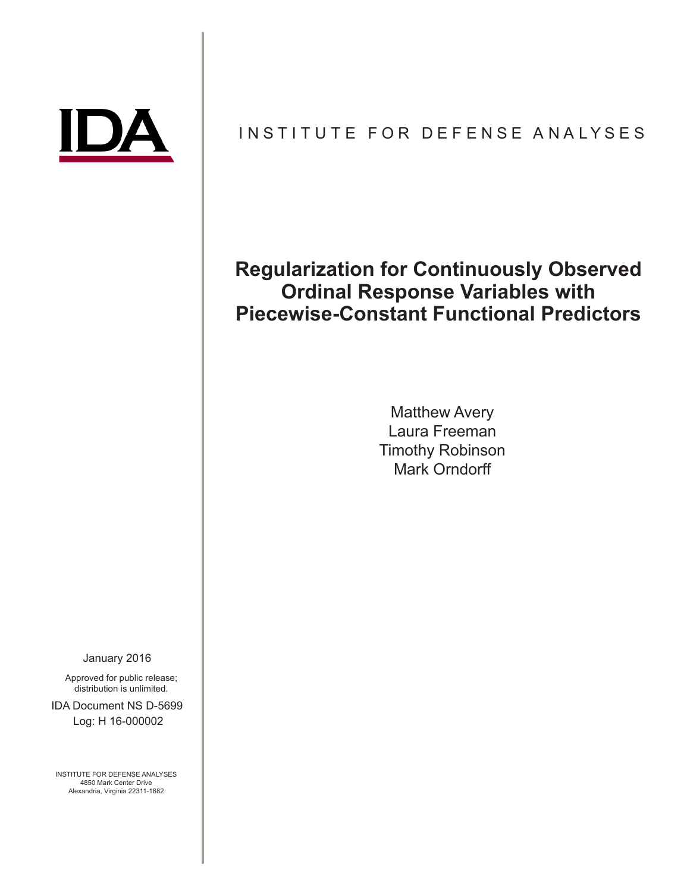IDA

INSTITUTE FOR DEFENSE ANALYSES

# Regularization for Continuously Observed Ordinal Response Variables with Piecewise-Constant Functional Predictors

Matthew Avery
Laura Freeman
Timothy Robinson
Mark Orndorff

January 2016

Approved for public release;
distribution is unlimited.

IDA Document NS D-5699
Log: H 16-000002

INSTITUTE FOR DEFENSE ANALYSES
4850 Mark Center Drive
Alexandria, Virginia 22311-1882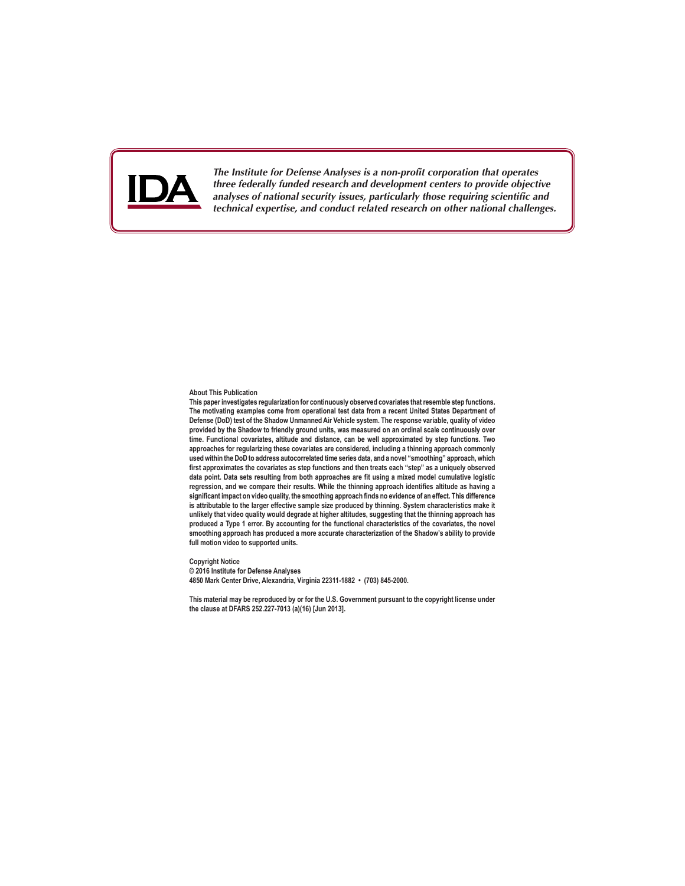IDA

*The Institute for Defense Analyses is a non-profit corporation that operates three federally funded research and development centers to provide objective analyses of national security issues, particularly those requiring scientific and technical expertise, and conduct related research on other national challenges.*

**About This Publication**

**This paper investigates regularization for continuously observed covariates that resemble step functions. The motivating examples come from operational test data from a recent United States Department of Defense (DoD) test of the Shadow Unmanned Air Vehicle system. The response variable, quality of video provided by the Shadow to friendly ground units, was measured on an ordinal scale continuously over time. Functional covariates, altitude and distance, can be well approximated by step functions. Two approaches for regularizing these covariates are considered, including a thinning approach commonly used within the DoD to address autocorrelated time series data, and a novel "smoothing" approach, which first approximates the covariates as step functions and then treats each "step" as a uniquely observed data point. Data sets resulting from both approaches are fit using a mixed model cumulative logistic regression, and we compare their results. While the thinning approach identifies altitude as having a significant impact on video quality, the smoothing approach finds no evidence of an effect. This difference is attributable to the larger effective sample size produced by thinning. System characteristics make it unlikely that video quality would degrade at higher altitudes, suggesting that the thinning approach has produced a Type 1 error. By accounting for the functional characteristics of the covariates, the novel smoothing approach has produced a more accurate characterization of the Shadow's ability to provide full motion video to supported units.**

**Copyright Notice**
**© 2016 Institute for Defense Analyses**
**4850 Mark Center Drive, Alexandria, Virginia 22311-1882 • (703) 845-2000.**

**This material may be reproduced by or for the U.S. Government pursuant to the copyright license under the clause at DFARS 252.227-7013 (a)(16) [Jun 2013].**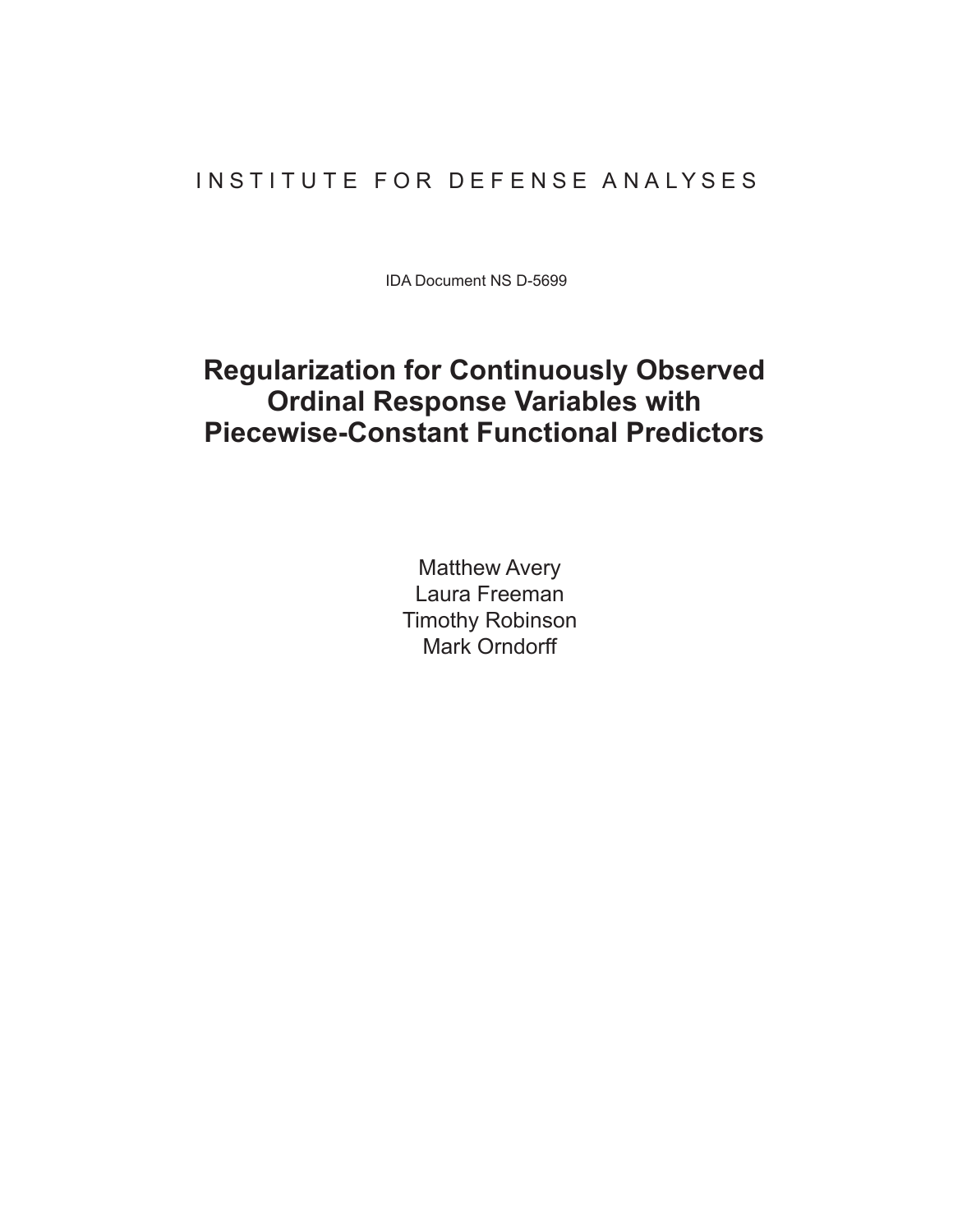INSTITUTE FOR DEFENSE ANALYSES

IDA Document NS D-5699

# Regularization for Continuously Observed Ordinal Response Variables with Piecewise-Constant Functional Predictors

Matthew Avery
Laura Freeman
Timothy Robinson
Mark Orndorff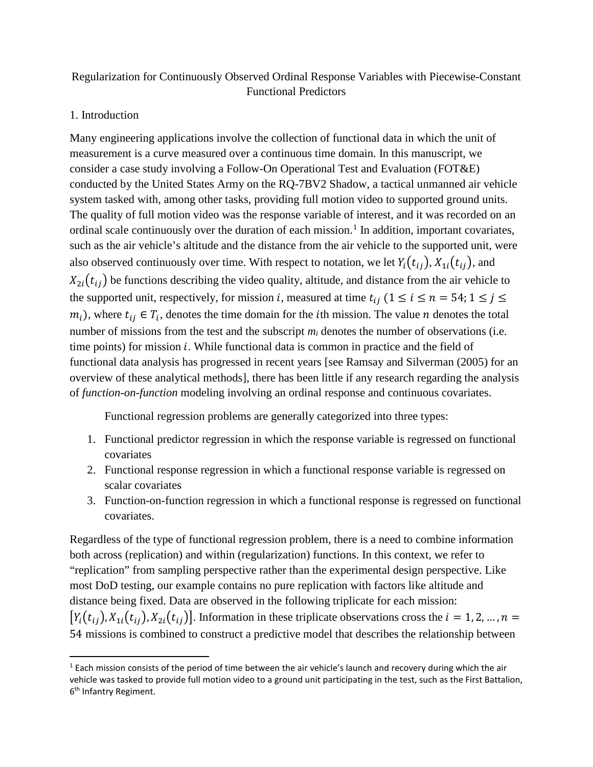Regularization for Continuously Observed Ordinal Response Variables with Piecewise-Constant Functional Predictors

1. Introduction

Many engineering applications involve the collection of functional data in which the unit of measurement is a curve measured over a continuous time domain. In this manuscript, we consider a case study involving a Follow-On Operational Test and Evaluation (FOT&E) conducted by the United States Army on the RQ-7BV2 Shadow, a tactical unmanned air vehicle system tasked with, among other tasks, providing full motion video to supported ground units. The quality of full motion video was the response variable of interest, and it was recorded on an ordinal scale continuously over the duration of each mission.[1] In addition, important covariates, such as the air vehicle's altitude and the distance from the air vehicle to the supported unit, were also observed continuously over time. With respect to notation, we let $Y_i(t_{ij})$, $X_{1i}(t_{ij})$, and $X_{2i}(t_{ij})$ be functions describing the video quality, altitude, and distance from the air vehicle to the supported unit, respectively, for mission $i$, measured at time $t_{ij}$ ($1 \leq i \leq n = 54; 1 \leq j \leq m_i$), where $t_{ij} \in T_i$, denotes the time domain for the $i$th mission. The value $n$ denotes the total number of missions from the test and the subscript $m_i$ denotes the number of observations (i.e. time points) for mission $i$. While functional data is common in practice and the field of functional data analysis has progressed in recent years [see Ramsay and Silverman (2005) for an overview of these analytical methods], there has been little if any research regarding the analysis of *function-on-function* modeling involving an ordinal response and continuous covariates.

Functional regression problems are generally categorized into three types:

1. Functional predictor regression in which the response variable is regressed on functional covariates
2. Functional response regression in which a functional response variable is regressed on scalar covariates
3. Function-on-function regression in which a functional response is regressed on functional covariates.

Regardless of the type of functional regression problem, there is a need to combine information both across (replication) and within (regularization) functions. In this context, we refer to "replication" from sampling perspective rather than the experimental design perspective. Like most DoD testing, our example contains no pure replication with factors like altitude and distance being fixed. Data are observed in the following triplicate for each mission: $[Y_i(t_{ij}), X_{1i}(t_{ij}), X_{2i}(t_{ij})]$. Information in these triplicate observations cross the $i = 1, 2, \ldots, n = 54$ missions is combined to construct a predictive model that describes the relationship between

[1] Each mission consists of the period of time between the air vehicle's launch and recovery during which the air vehicle was tasked to provide full motion video to a ground unit participating in the test, such as the First Battalion, 6th Infantry Regiment.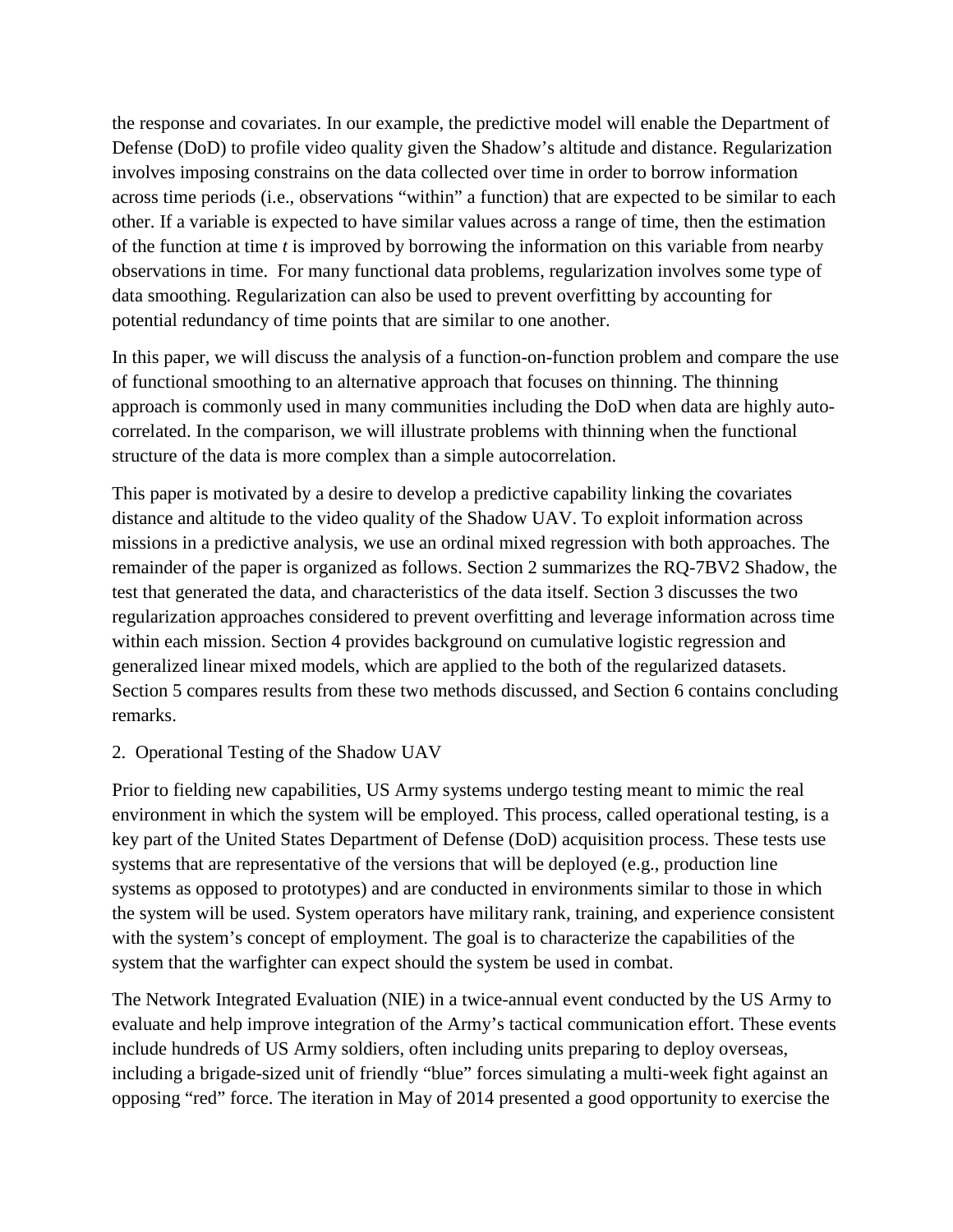the response and covariates. In our example, the predictive model will enable the Department of Defense (DoD) to profile video quality given the Shadow's altitude and distance. Regularization involves imposing constrains on the data collected over time in order to borrow information across time periods (i.e., observations "within" a function) that are expected to be similar to each other. If a variable is expected to have similar values across a range of time, then the estimation of the function at time *t* is improved by borrowing the information on this variable from nearby observations in time. For many functional data problems, regularization involves some type of data smoothing. Regularization can also be used to prevent overfitting by accounting for potential redundancy of time points that are similar to one another.

In this paper, we will discuss the analysis of a function-on-function problem and compare the use of functional smoothing to an alternative approach that focuses on thinning. The thinning approach is commonly used in many communities including the DoD when data are highly auto-correlated. In the comparison, we will illustrate problems with thinning when the functional structure of the data is more complex than a simple autocorrelation.

This paper is motivated by a desire to develop a predictive capability linking the covariates distance and altitude to the video quality of the Shadow UAV. To exploit information across missions in a predictive analysis, we use an ordinal mixed regression with both approaches. The remainder of the paper is organized as follows. Section 2 summarizes the RQ-7BV2 Shadow, the test that generated the data, and characteristics of the data itself. Section 3 discusses the two regularization approaches considered to prevent overfitting and leverage information across time within each mission. Section 4 provides background on cumulative logistic regression and generalized linear mixed models, which are applied to the both of the regularized datasets. Section 5 compares results from these two methods discussed, and Section 6 contains concluding remarks.

## 2. Operational Testing of the Shadow UAV

Prior to fielding new capabilities, US Army systems undergo testing meant to mimic the real environment in which the system will be employed. This process, called operational testing, is a key part of the United States Department of Defense (DoD) acquisition process. These tests use systems that are representative of the versions that will be deployed (e.g., production line systems as opposed to prototypes) and are conducted in environments similar to those in which the system will be used. System operators have military rank, training, and experience consistent with the system's concept of employment. The goal is to characterize the capabilities of the system that the warfighter can expect should the system be used in combat.

The Network Integrated Evaluation (NIE) in a twice-annual event conducted by the US Army to evaluate and help improve integration of the Army's tactical communication effort. These events include hundreds of US Army soldiers, often including units preparing to deploy overseas, including a brigade-sized unit of friendly "blue" forces simulating a multi-week fight against an opposing "red" force. The iteration in May of 2014 presented a good opportunity to exercise the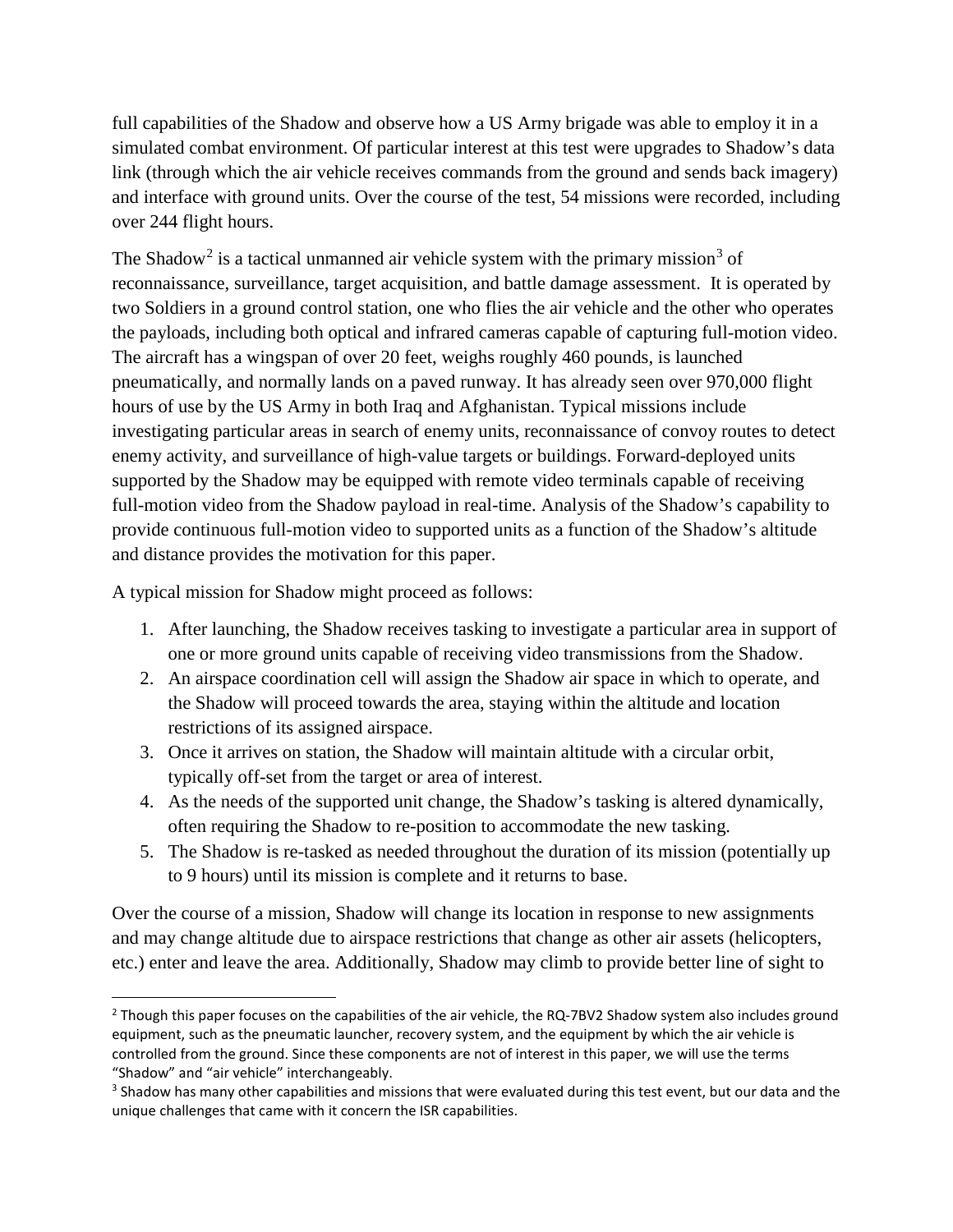full capabilities of the Shadow and observe how a US Army brigade was able to employ it in a simulated combat environment. Of particular interest at this test were upgrades to Shadow's data link (through which the air vehicle receives commands from the ground and sends back imagery) and interface with ground units. Over the course of the test, 54 missions were recorded, including over 244 flight hours.

The Shadow[2] is a tactical unmanned air vehicle system with the primary mission[3] of reconnaissance, surveillance, target acquisition, and battle damage assessment. It is operated by two Soldiers in a ground control station, one who flies the air vehicle and the other who operates the payloads, including both optical and infrared cameras capable of capturing full-motion video. The aircraft has a wingspan of over 20 feet, weighs roughly 460 pounds, is launched pneumatically, and normally lands on a paved runway. It has already seen over 970,000 flight hours of use by the US Army in both Iraq and Afghanistan. Typical missions include investigating particular areas in search of enemy units, reconnaissance of convoy routes to detect enemy activity, and surveillance of high-value targets or buildings. Forward-deployed units supported by the Shadow may be equipped with remote video terminals capable of receiving full-motion video from the Shadow payload in real-time. Analysis of the Shadow's capability to provide continuous full-motion video to supported units as a function of the Shadow's altitude and distance provides the motivation for this paper.

A typical mission for Shadow might proceed as follows:

1. After launching, the Shadow receives tasking to investigate a particular area in support of one or more ground units capable of receiving video transmissions from the Shadow.
2. An airspace coordination cell will assign the Shadow air space in which to operate, and the Shadow will proceed towards the area, staying within the altitude and location restrictions of its assigned airspace.
3. Once it arrives on station, the Shadow will maintain altitude with a circular orbit, typically off-set from the target or area of interest.
4. As the needs of the supported unit change, the Shadow's tasking is altered dynamically, often requiring the Shadow to re-position to accommodate the new tasking.
5. The Shadow is re-tasked as needed throughout the duration of its mission (potentially up to 9 hours) until its mission is complete and it returns to base.

Over the course of a mission, Shadow will change its location in response to new assignments and may change altitude due to airspace restrictions that change as other air assets (helicopters, etc.) enter and leave the area. Additionally, Shadow may climb to provide better line of sight to

---

[2] Though this paper focuses on the capabilities of the air vehicle, the RQ-7BV2 Shadow system also includes ground equipment, such as the pneumatic launcher, recovery system, and the equipment by which the air vehicle is controlled from the ground. Since these components are not of interest in this paper, we will use the terms "Shadow" and "air vehicle" interchangeably.

[3] Shadow has many other capabilities and missions that were evaluated during this test event, but our data and the unique challenges that came with it concern the ISR capabilities.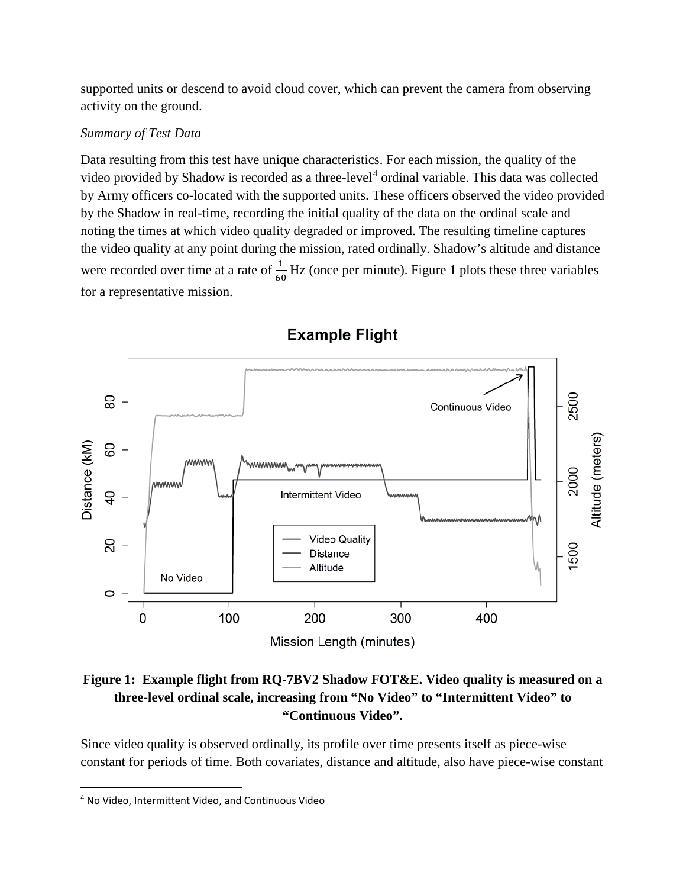supported units or descend to avoid cloud cover, which can prevent the camera from observing activity on the ground.

*Summary of Test Data*

Data resulting from this test have unique characteristics. For each mission, the quality of the video provided by Shadow is recorded as a three-level[4] ordinal variable. This data was collected by Army officers co-located with the supported units. These officers observed the video provided by the Shadow in real-time, recording the initial quality of the data on the ordinal scale and noting the times at which video quality degraded or improved. The resulting timeline captures the video quality at any point during the mission, rated ordinally. Shadow's altitude and distance were recorded over time at a rate of $\frac{1}{60}$ Hz (once per minute). Figure 1 plots these three variables for a representative mission.

**Figure 1: Example flight from RQ-7BV2 Shadow FOT&E. Video quality is measured on a three-level ordinal scale, increasing from "No Video" to "Intermittent Video" to "Continuous Video".**

Since video quality is observed ordinally, its profile over time presents itself as piece-wise constant for periods of time. Both covariates, distance and altitude, also have piece-wise constant

[4] No Video, Intermittent Video, and Continuous Video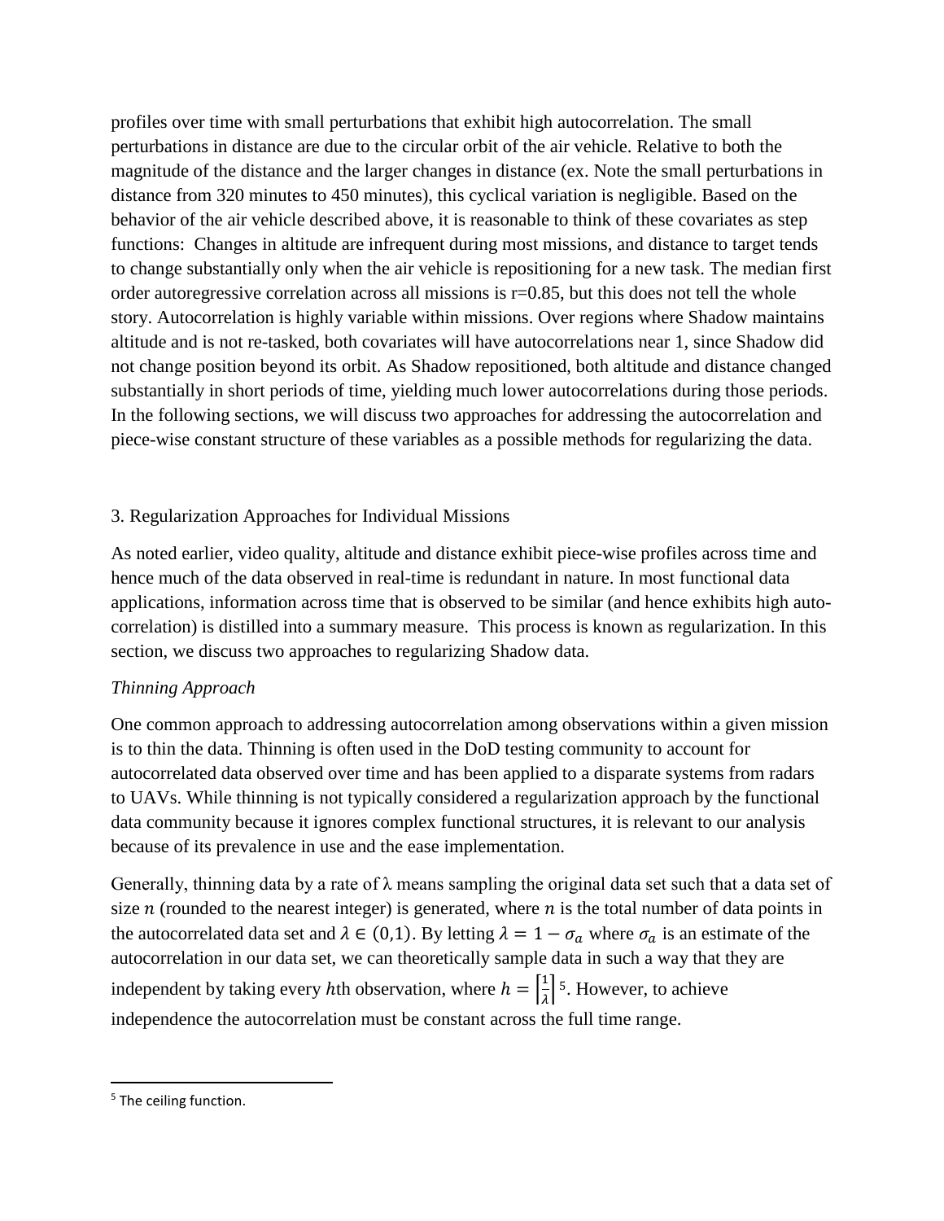profiles over time with small perturbations that exhibit high autocorrelation. The small perturbations in distance are due to the circular orbit of the air vehicle. Relative to both the magnitude of the distance and the larger changes in distance (ex. Note the small perturbations in distance from 320 minutes to 450 minutes), this cyclical variation is negligible. Based on the behavior of the air vehicle described above, it is reasonable to think of these covariates as step functions: Changes in altitude are infrequent during most missions, and distance to target tends to change substantially only when the air vehicle is repositioning for a new task. The median first order autoregressive correlation across all missions is r=0.85, but this does not tell the whole story. Autocorrelation is highly variable within missions. Over regions where Shadow maintains altitude and is not re-tasked, both covariates will have autocorrelations near 1, since Shadow did not change position beyond its orbit. As Shadow repositioned, both altitude and distance changed substantially in short periods of time, yielding much lower autocorrelations during those periods. In the following sections, we will discuss two approaches for addressing the autocorrelation and piece-wise constant structure of these variables as a possible methods for regularizing the data.

## 3. Regularization Approaches for Individual Missions

As noted earlier, video quality, altitude and distance exhibit piece-wise profiles across time and hence much of the data observed in real-time is redundant in nature. In most functional data applications, information across time that is observed to be similar (and hence exhibits high auto-correlation) is distilled into a summary measure. This process is known as regularization. In this section, we discuss two approaches to regularizing Shadow data.

### *Thinning Approach*

One common approach to addressing autocorrelation among observations within a given mission is to thin the data. Thinning is often used in the DoD testing community to account for autocorrelated data observed over time and has been applied to a disparate systems from radars to UAVs. While thinning is not typically considered a regularization approach by the functional data community because it ignores complex functional structures, it is relevant to our analysis because of its prevalence in use and the ease implementation.

Generally, thinning data by a rate of λ means sampling the original data set such that a data set of size $n$ (rounded to the nearest integer) is generated, where $n$ is the total number of data points in the autocorrelated data set and $\lambda \in (0,1)$. By letting $\lambda = 1 - \sigma_a$ where $\sigma_a$ is an estimate of the autocorrelation in our data set, we can theoretically sample data in such a way that they are independent by taking every $h$th observation, where $h = \left\lceil \frac{1}{\lambda} \right\rceil$[5]. However, to achieve independence the autocorrelation must be constant across the full time range.

[5] The ceiling function.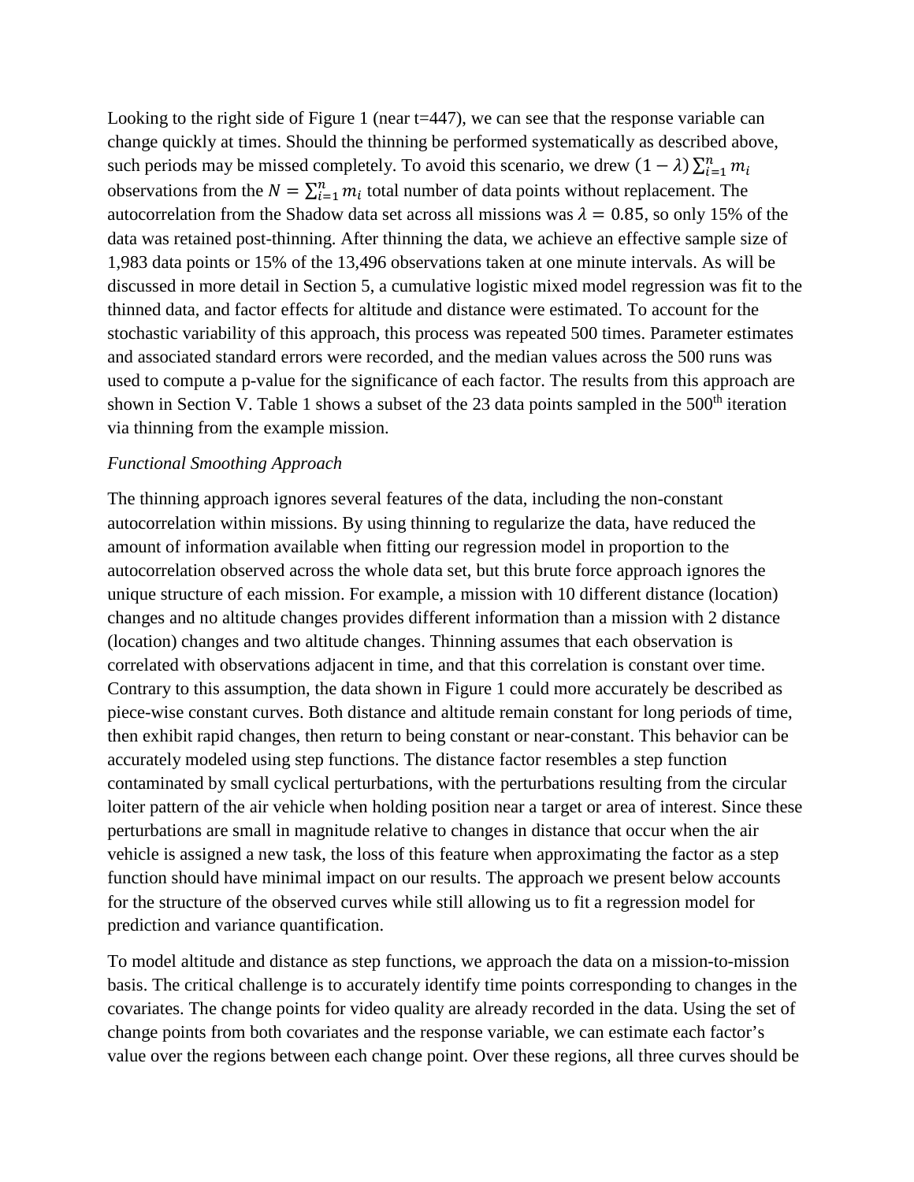Looking to the right side of Figure 1 (near t=447), we can see that the response variable can change quickly at times. Should the thinning be performed systematically as described above, such periods may be missed completely. To avoid this scenario, we drew $(1-\lambda)\sum_{i=1}^{n} m_i$ observations from the $N = \sum_{i=1}^{n} m_i$ total number of data points without replacement. The autocorrelation from the Shadow data set across all missions was $\lambda = 0.85$, so only 15% of the data was retained post-thinning. After thinning the data, we achieve an effective sample size of 1,983 data points or 15% of the 13,496 observations taken at one minute intervals. As will be discussed in more detail in Section 5, a cumulative logistic mixed model regression was fit to the thinned data, and factor effects for altitude and distance were estimated. To account for the stochastic variability of this approach, this process was repeated 500 times. Parameter estimates and associated standard errors were recorded, and the median values across the 500 runs was used to compute a p-value for the significance of each factor. The results from this approach are shown in Section V. Table 1 shows a subset of the 23 data points sampled in the 500th iteration via thinning from the example mission.

*Functional Smoothing Approach*

The thinning approach ignores several features of the data, including the non-constant autocorrelation within missions. By using thinning to regularize the data, have reduced the amount of information available when fitting our regression model in proportion to the autocorrelation observed across the whole data set, but this brute force approach ignores the unique structure of each mission. For example, a mission with 10 different distance (location) changes and no altitude changes provides different information than a mission with 2 distance (location) changes and two altitude changes. Thinning assumes that each observation is correlated with observations adjacent in time, and that this correlation is constant over time. Contrary to this assumption, the data shown in Figure 1 could more accurately be described as piece-wise constant curves. Both distance and altitude remain constant for long periods of time, then exhibit rapid changes, then return to being constant or near-constant. This behavior can be accurately modeled using step functions. The distance factor resembles a step function contaminated by small cyclical perturbations, with the perturbations resulting from the circular loiter pattern of the air vehicle when holding position near a target or area of interest. Since these perturbations are small in magnitude relative to changes in distance that occur when the air vehicle is assigned a new task, the loss of this feature when approximating the factor as a step function should have minimal impact on our results. The approach we present below accounts for the structure of the observed curves while still allowing us to fit a regression model for prediction and variance quantification.

To model altitude and distance as step functions, we approach the data on a mission-to-mission basis. The critical challenge is to accurately identify time points corresponding to changes in the covariates. The change points for video quality are already recorded in the data. Using the set of change points from both covariates and the response variable, we can estimate each factor's value over the regions between each change point. Over these regions, all three curves should be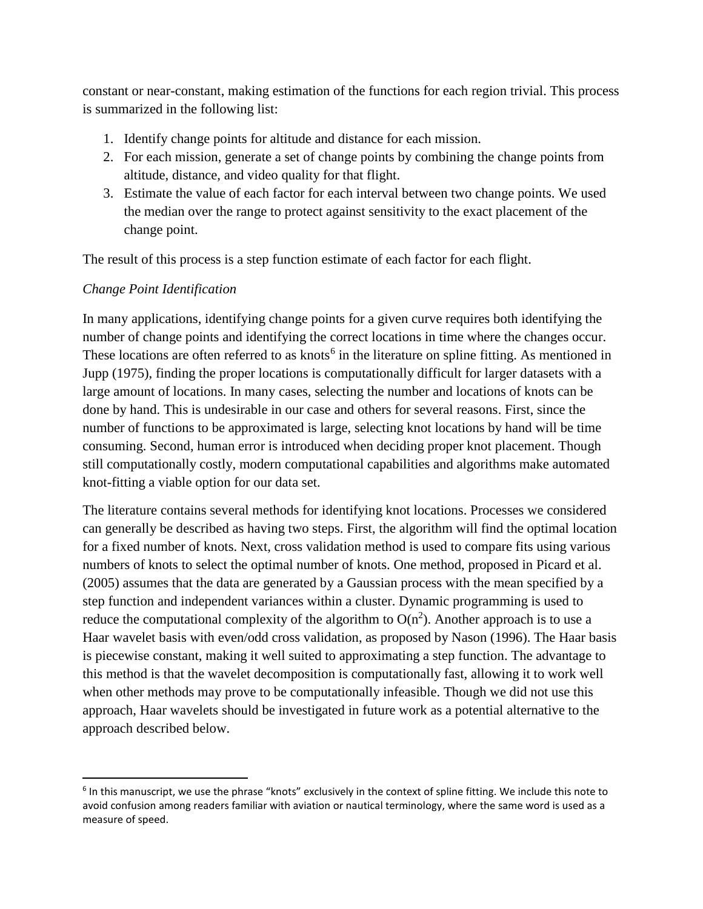constant or near-constant, making estimation of the functions for each region trivial. This process is summarized in the following list:

1. Identify change points for altitude and distance for each mission.
2. For each mission, generate a set of change points by combining the change points from altitude, distance, and video quality for that flight.
3. Estimate the value of each factor for each interval between two change points. We used the median over the range to protect against sensitivity to the exact placement of the change point.

The result of this process is a step function estimate of each factor for each flight.

*Change Point Identification*

In many applications, identifying change points for a given curve requires both identifying the number of change points and identifying the correct locations in time where the changes occur. These locations are often referred to as knots[6] in the literature on spline fitting. As mentioned in Jupp (1975), finding the proper locations is computationally difficult for larger datasets with a large amount of locations. In many cases, selecting the number and locations of knots can be done by hand. This is undesirable in our case and others for several reasons. First, since the number of functions to be approximated is large, selecting knot locations by hand will be time consuming. Second, human error is introduced when deciding proper knot placement. Though still computationally costly, modern computational capabilities and algorithms make automated knot-fitting a viable option for our data set.

The literature contains several methods for identifying knot locations. Processes we considered can generally be described as having two steps. First, the algorithm will find the optimal location for a fixed number of knots. Next, cross validation method is used to compare fits using various numbers of knots to select the optimal number of knots. One method, proposed in Picard et al. (2005) assumes that the data are generated by a Gaussian process with the mean specified by a step function and independent variances within a cluster. Dynamic programming is used to reduce the computational complexity of the algorithm to $O(n^2)$. Another approach is to use a Haar wavelet basis with even/odd cross validation, as proposed by Nason (1996). The Haar basis is piecewise constant, making it well suited to approximating a step function. The advantage to this method is that the wavelet decomposition is computationally fast, allowing it to work well when other methods may prove to be computationally infeasible. Though we did not use this approach, Haar wavelets should be investigated in future work as a potential alternative to the approach described below.

[6] In this manuscript, we use the phrase "knots" exclusively in the context of spline fitting. We include this note to avoid confusion among readers familiar with aviation or nautical terminology, where the same word is used as a measure of speed.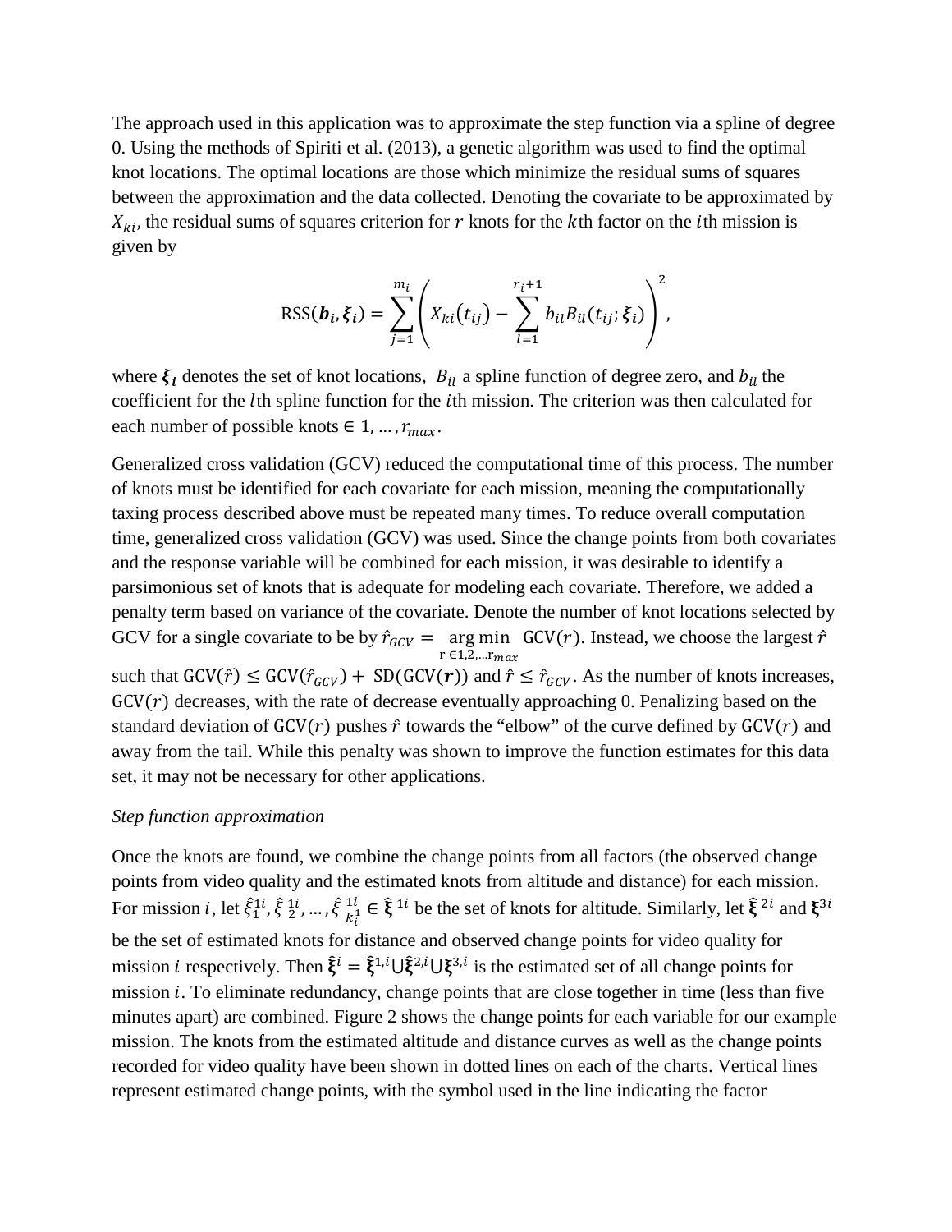The approach used in this application was to approximate the step function via a spline of degree 0. Using the methods of Spiriti et al. (2013), a genetic algorithm was used to find the optimal knot locations. The optimal locations are those which minimize the residual sums of squares between the approximation and the data collected. Denoting the covariate to be approximated by $X_{ki}$, the residual sums of squares criterion for $r$ knots for the $k$th factor on the $i$th mission is given by

$$\text{RSS}(\boldsymbol{b_i}, \boldsymbol{\xi_i}) = \sum_{j=1}^{m_i} \left( X_{ki}(t_{ij}) - \sum_{l=1}^{r_i+1} b_{il} B_{il}(t_{ij}; \boldsymbol{\xi_i}) \right)^2,$$

where $\boldsymbol{\xi_i}$ denotes the set of knot locations, $B_{il}$ a spline function of degree zero, and $b_{il}$ the coefficient for the $l$th spline function for the $i$th mission. The criterion was then calculated for each number of possible knots $\in 1, \ldots, r_{max}$.

Generalized cross validation (GCV) reduced the computational time of this process. The number of knots must be identified for each covariate for each mission, meaning the computationally taxing process described above must be repeated many times. To reduce overall computation time, generalized cross validation (GCV) was used. Since the change points from both covariates and the response variable will be combined for each mission, it was desirable to identify a parsimonious set of knots that is adequate for modeling each covariate. Therefore, we added a penalty term based on variance of the covariate. Denote the number of knot locations selected by GCV for a single covariate to be by $\hat{r}_{GCV} = \underset{r \in 1,2,\ldots r_{max}}{\arg\min} \ \text{GCV}(r)$. Instead, we choose the largest $\hat{r}$ such that $\text{GCV}(\hat{r}) \leq \text{GCV}(\hat{r}_{GCV}) + \text{SD}(\text{GCV}(\boldsymbol{r}))$ and $\hat{r} \leq \hat{r}_{GCV}$. As the number of knots increases, $\text{GCV}(r)$ decreases, with the rate of decrease eventually approaching 0. Penalizing based on the standard deviation of $\text{GCV}(r)$ pushes $\hat{r}$ towards the "elbow" of the curve defined by $\text{GCV}(r)$ and away from the tail. While this penalty was shown to improve the function estimates for this data set, it may not be necessary for other applications.

*Step function approximation*

Once the knots are found, we combine the change points from all factors (the observed change points from video quality and the estimated knots from altitude and distance) for each mission. For mission $i$, let $\hat{\xi}_1^{1i}, \hat{\xi}_2^{1i}, \ldots, \hat{\xi}_{k_i^1}^{1i} \in \hat{\boldsymbol{\xi}}^{1i}$ be the set of knots for altitude. Similarly, let $\hat{\boldsymbol{\xi}}^{2i}$ and $\boldsymbol{\xi}^{3i}$ be the set of estimated knots for distance and observed change points for video quality for mission $i$ respectively. Then $\hat{\boldsymbol{\xi}}^i = \hat{\boldsymbol{\xi}}^{1,i} \cup \hat{\boldsymbol{\xi}}^{2,i} \cup \boldsymbol{\xi}^{3,i}$ is the estimated set of all change points for mission $i$. To eliminate redundancy, change points that are close together in time (less than five minutes apart) are combined. Figure 2 shows the change points for each variable for our example mission. The knots from the estimated altitude and distance curves as well as the change points recorded for video quality have been shown in dotted lines on each of the charts. Vertical lines represent estimated change points, with the symbol used in the line indicating the factor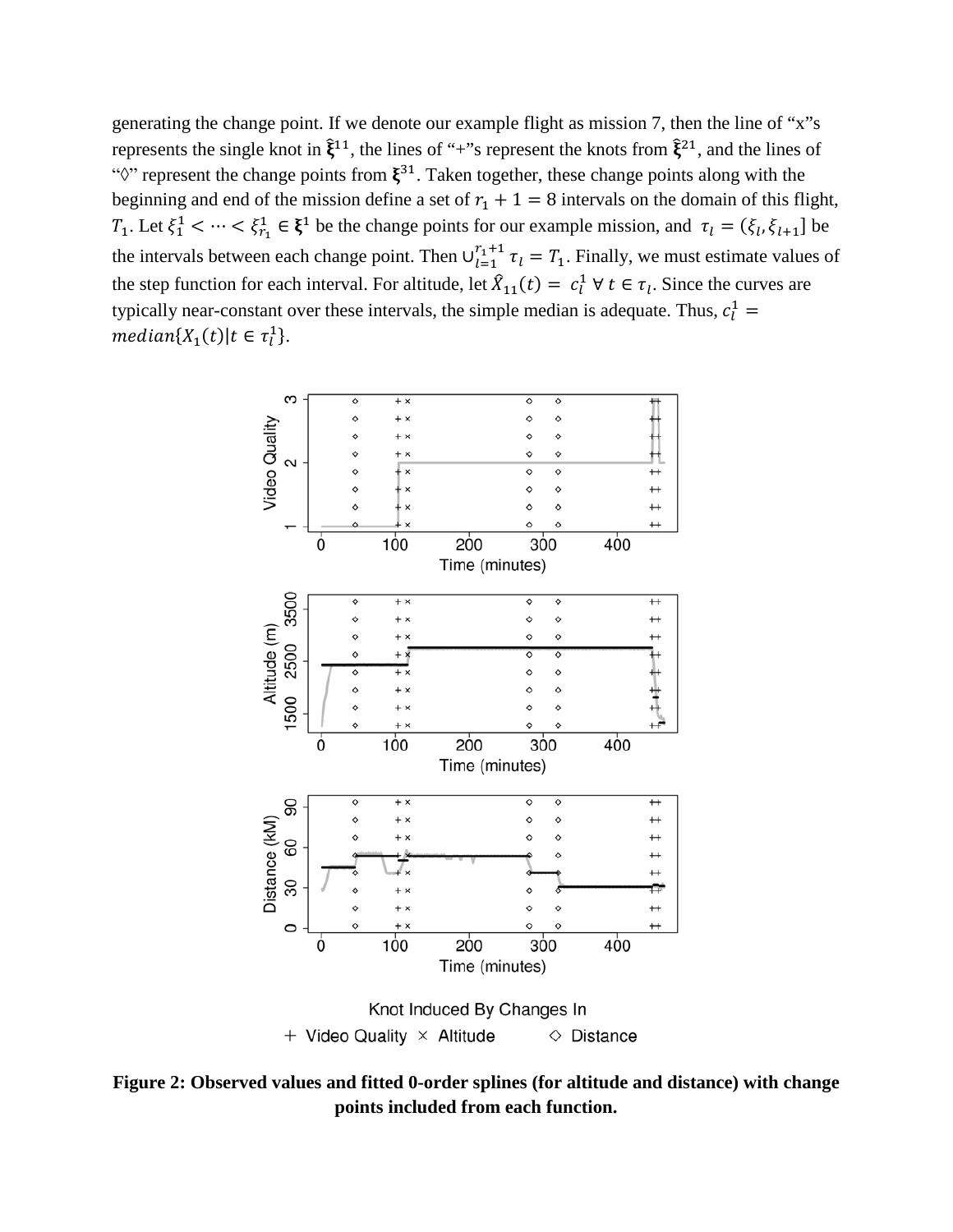generating the change point. If we denote our example flight as mission 7, then the line of "x"s represents the single knot in $\hat{\boldsymbol{\xi}}^{11}$, the lines of "+"s represent the knots from $\hat{\boldsymbol{\xi}}^{21}$, and the lines of "◊" represent the change points from $\boldsymbol{\xi}^{31}$. Taken together, these change points along with the beginning and end of the mission define a set of $r_1 + 1 = 8$ intervals on the domain of this flight, $T_1$. Let $\xi_1^1 < \cdots < \xi_{r_1}^1 \in \boldsymbol{\xi}^1$ be the change points for our example mission, and $\tau_l = (\xi_l, \xi_{l+1}]$ be the intervals between each change point. Then $\cup_{l=1}^{r_1+1} \tau_l = T_1$. Finally, we must estimate values of the step function for each interval. For altitude, let $\hat{X}_{11}(t) = c_l^1 \; \forall \, t \in \tau_l$. Since the curves are typically near-constant over these intervals, the simple median is adequate. Thus, $c_l^1 = median\{X_1(t) | t \in \tau_l^1\}$.

**Figure 2: Observed values and fitted 0-order splines (for altitude and distance) with change points included from each function.**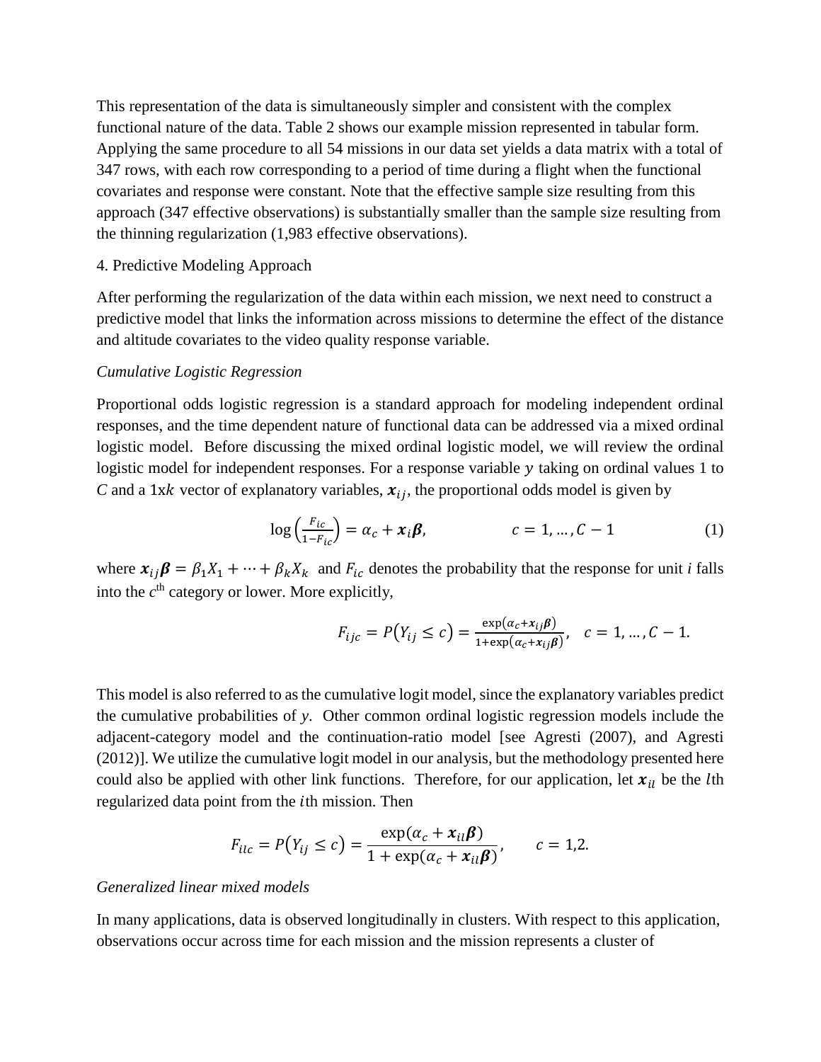This representation of the data is simultaneously simpler and consistent with the complex functional nature of the data. Table 2 shows our example mission represented in tabular form. Applying the same procedure to all 54 missions in our data set yields a data matrix with a total of 347 rows, with each row corresponding to a period of time during a flight when the functional covariates and response were constant. Note that the effective sample size resulting from this approach (347 effective observations) is substantially smaller than the sample size resulting from the thinning regularization (1,983 effective observations).

## 4. Predictive Modeling Approach

After performing the regularization of the data within each mission, we next need to construct a predictive model that links the information across missions to determine the effect of the distance and altitude covariates to the video quality response variable.

### *Cumulative Logistic Regression*

Proportional odds logistic regression is a standard approach for modeling independent ordinal responses, and the time dependent nature of functional data can be addressed via a mixed ordinal logistic model. Before discussing the mixed ordinal logistic model, we will review the ordinal logistic model for independent responses. For a response variable $y$ taking on ordinal values 1 to $C$ and a 1x$k$ vector of explanatory variables, $\boldsymbol{x}_{ij}$, the proportional odds model is given by

$$\log\left(\frac{F_{ic}}{1-F_{ic}}\right) = \alpha_c + \boldsymbol{x}_i\boldsymbol{\beta}, \qquad c = 1, \dots, C-1 \tag{1}$$

where $\boldsymbol{x}_{ij}\boldsymbol{\beta} = \beta_1 X_1 + \cdots + \beta_k X_k$ and $F_{ic}$ denotes the probability that the response for unit $i$ falls into the $c^{\text{th}}$ category or lower. More explicitly,

$$F_{ijc} = P(Y_{ij} \le c) = \frac{\exp(\alpha_c + \boldsymbol{x}_{ij}\boldsymbol{\beta})}{1+\exp(\alpha_c + \boldsymbol{x}_{ij}\boldsymbol{\beta})}, \quad c = 1, \dots, C-1.$$

This model is also referred to as the cumulative logit model, since the explanatory variables predict the cumulative probabilities of $y$. Other common ordinal logistic regression models include the adjacent-category model and the continuation-ratio model [see Agresti (2007), and Agresti (2012)]. We utilize the cumulative logit model in our analysis, but the methodology presented here could also be applied with other link functions. Therefore, for our application, let $\boldsymbol{x}_{il}$ be the $l$th regularized data point from the $i$th mission. Then

$$F_{ilc} = P(Y_{ij} \le c) = \frac{\exp(\alpha_c + \boldsymbol{x}_{il}\boldsymbol{\beta})}{1 + \exp(\alpha_c + \boldsymbol{x}_{il}\boldsymbol{\beta})}, \qquad c = 1,2.$$

### *Generalized linear mixed models*

In many applications, data is observed longitudinally in clusters. With respect to this application, observations occur across time for each mission and the mission represents a cluster of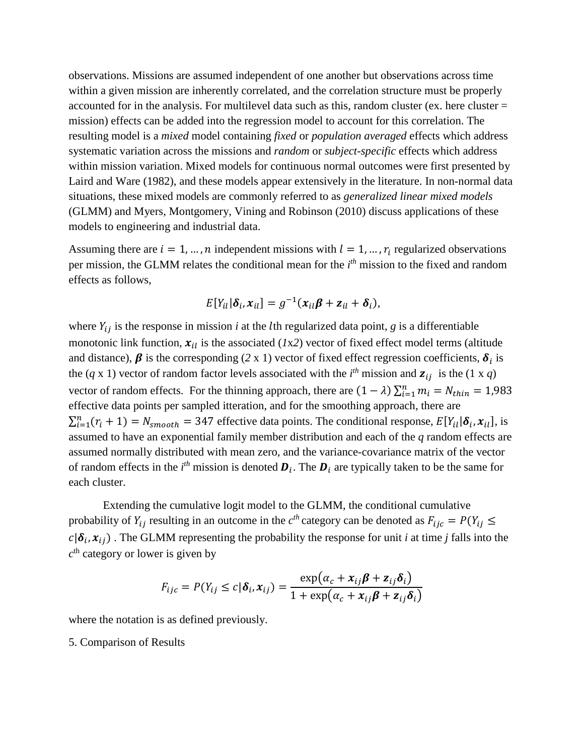observations. Missions are assumed independent of one another but observations across time within a given mission are inherently correlated, and the correlation structure must be properly accounted for in the analysis. For multilevel data such as this, random cluster (ex. here cluster = mission) effects can be added into the regression model to account for this correlation. The resulting model is a *mixed* model containing *fixed* or *population averaged* effects which address systematic variation across the missions and *random* or *subject-specific* effects which address within mission variation. Mixed models for continuous normal outcomes were first presented by Laird and Ware (1982), and these models appear extensively in the literature. In non-normal data situations, these mixed models are commonly referred to as *generalized linear mixed models* (GLMM) and Myers, Montgomery, Vining and Robinson (2010) discuss applications of these models to engineering and industrial data.

Assuming there are $i = 1, \ldots, n$ independent missions with $l = 1, \ldots, r_i$ regularized observations per mission, the GLMM relates the conditional mean for the *i*th mission to the fixed and random effects as follows,

$$E[Y_{il}|\boldsymbol{\delta}_i, \boldsymbol{x}_{il}] = g^{-1}(\boldsymbol{x}_{il}\boldsymbol{\beta} + \boldsymbol{z}_{il} + \boldsymbol{\delta}_i),$$

where $Y_{ij}$ is the response in mission *i* at the $l$th regularized data point, *g* is a differentiable monotonic link function, $\boldsymbol{x}_{il}$ is the associated (*1*x*2*) vector of fixed effect model terms (altitude and distance), $\boldsymbol{\beta}$ is the corresponding (*2* x 1) vector of fixed effect regression coefficients, $\boldsymbol{\delta}_i$ is the (*q* x 1) vector of random factor levels associated with the *i*th mission and $\boldsymbol{z}_{ij}$ is the (1 x *q*) vector of random effects. For the thinning approach, there are $(1 - \lambda)\sum_{i=1}^{n} m_i = N_{thin} = 1{,}983$ effective data points per sampled itteration, and for the smoothing approach, there are $\sum_{i=1}^{n}(r_i + 1) = N_{smooth} = 347$ effective data points. The conditional response, $E[Y_{il}|\boldsymbol{\delta}_i, \boldsymbol{x}_{il}]$, is assumed to have an exponential family member distribution and each of the *q* random effects are assumed normally distributed with mean zero, and the variance-covariance matrix of the vector of random effects in the *i*th mission is denoted $\boldsymbol{D}_i$. The $\boldsymbol{D}_i$ are typically taken to be the same for each cluster.

Extending the cumulative logit model to the GLMM, the conditional cumulative probability of $Y_{ij}$ resulting in an outcome in the *c*th category can be denoted as $F_{ijc} = P(Y_{ij} \leq c|\boldsymbol{\delta}_i, \boldsymbol{x}_{ij})$ . The GLMM representing the probability the response for unit *i* at time *j* falls into the *c*th category or lower is given by

$$F_{ijc} = P(Y_{ij} \leq c|\boldsymbol{\delta}_i, \boldsymbol{x}_{ij}) = \frac{\exp(\alpha_c + \boldsymbol{x}_{ij}\boldsymbol{\beta} + \boldsymbol{z}_{ij}\boldsymbol{\delta}_i)}{1 + \exp(\alpha_c + \boldsymbol{x}_{ij}\boldsymbol{\beta} + \boldsymbol{z}_{ij}\boldsymbol{\delta}_i)}$$

where the notation is as defined previously.

## 5. Comparison of Results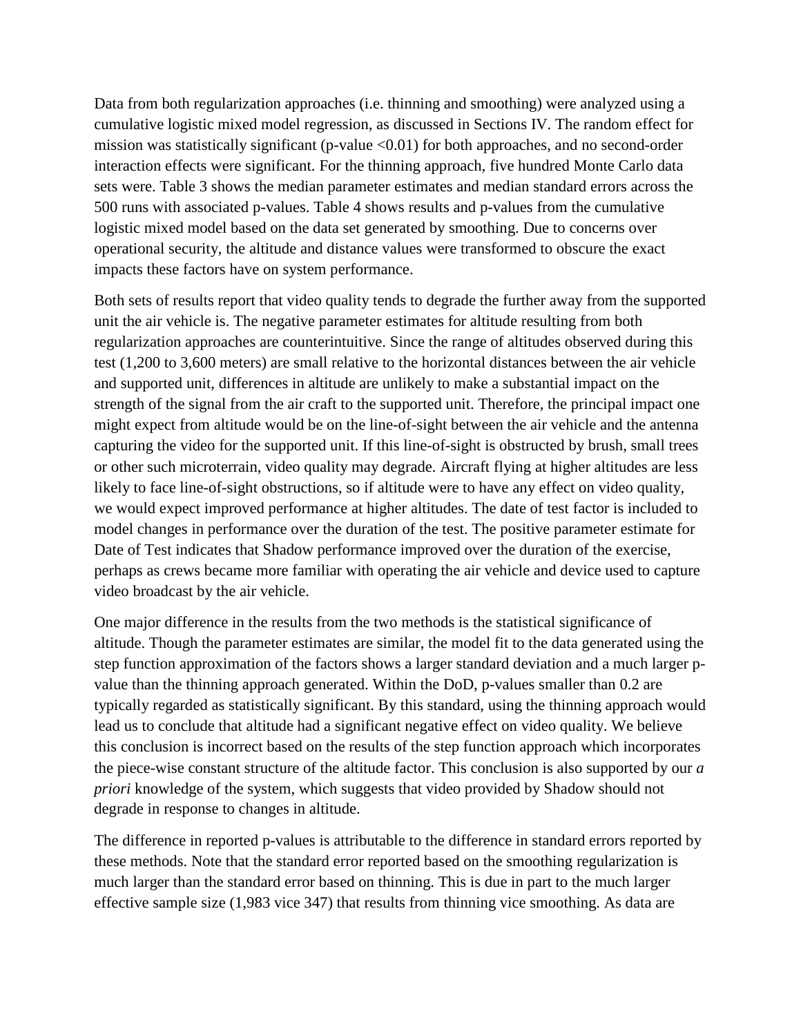Data from both regularization approaches (i.e. thinning and smoothing) were analyzed using a cumulative logistic mixed model regression, as discussed in Sections IV. The random effect for mission was statistically significant (p-value <0.01) for both approaches, and no second-order interaction effects were significant. For the thinning approach, five hundred Monte Carlo data sets were. Table 3 shows the median parameter estimates and median standard errors across the 500 runs with associated p-values. Table 4 shows results and p-values from the cumulative logistic mixed model based on the data set generated by smoothing. Due to concerns over operational security, the altitude and distance values were transformed to obscure the exact impacts these factors have on system performance.

Both sets of results report that video quality tends to degrade the further away from the supported unit the air vehicle is. The negative parameter estimates for altitude resulting from both regularization approaches are counterintuitive. Since the range of altitudes observed during this test (1,200 to 3,600 meters) are small relative to the horizontal distances between the air vehicle and supported unit, differences in altitude are unlikely to make a substantial impact on the strength of the signal from the air craft to the supported unit. Therefore, the principal impact one might expect from altitude would be on the line-of-sight between the air vehicle and the antenna capturing the video for the supported unit. If this line-of-sight is obstructed by brush, small trees or other such microterrain, video quality may degrade. Aircraft flying at higher altitudes are less likely to face line-of-sight obstructions, so if altitude were to have any effect on video quality, we would expect improved performance at higher altitudes. The date of test factor is included to model changes in performance over the duration of the test. The positive parameter estimate for Date of Test indicates that Shadow performance improved over the duration of the exercise, perhaps as crews became more familiar with operating the air vehicle and device used to capture video broadcast by the air vehicle.

One major difference in the results from the two methods is the statistical significance of altitude. Though the parameter estimates are similar, the model fit to the data generated using the step function approximation of the factors shows a larger standard deviation and a much larger p-value than the thinning approach generated. Within the DoD, p-values smaller than 0.2 are typically regarded as statistically significant. By this standard, using the thinning approach would lead us to conclude that altitude had a significant negative effect on video quality. We believe this conclusion is incorrect based on the results of the step function approach which incorporates the piece-wise constant structure of the altitude factor. This conclusion is also supported by our *a priori* knowledge of the system, which suggests that video provided by Shadow should not degrade in response to changes in altitude.

The difference in reported p-values is attributable to the difference in standard errors reported by these methods. Note that the standard error reported based on the smoothing regularization is much larger than the standard error based on thinning. This is due in part to the much larger effective sample size (1,983 vice 347) that results from thinning vice smoothing. As data are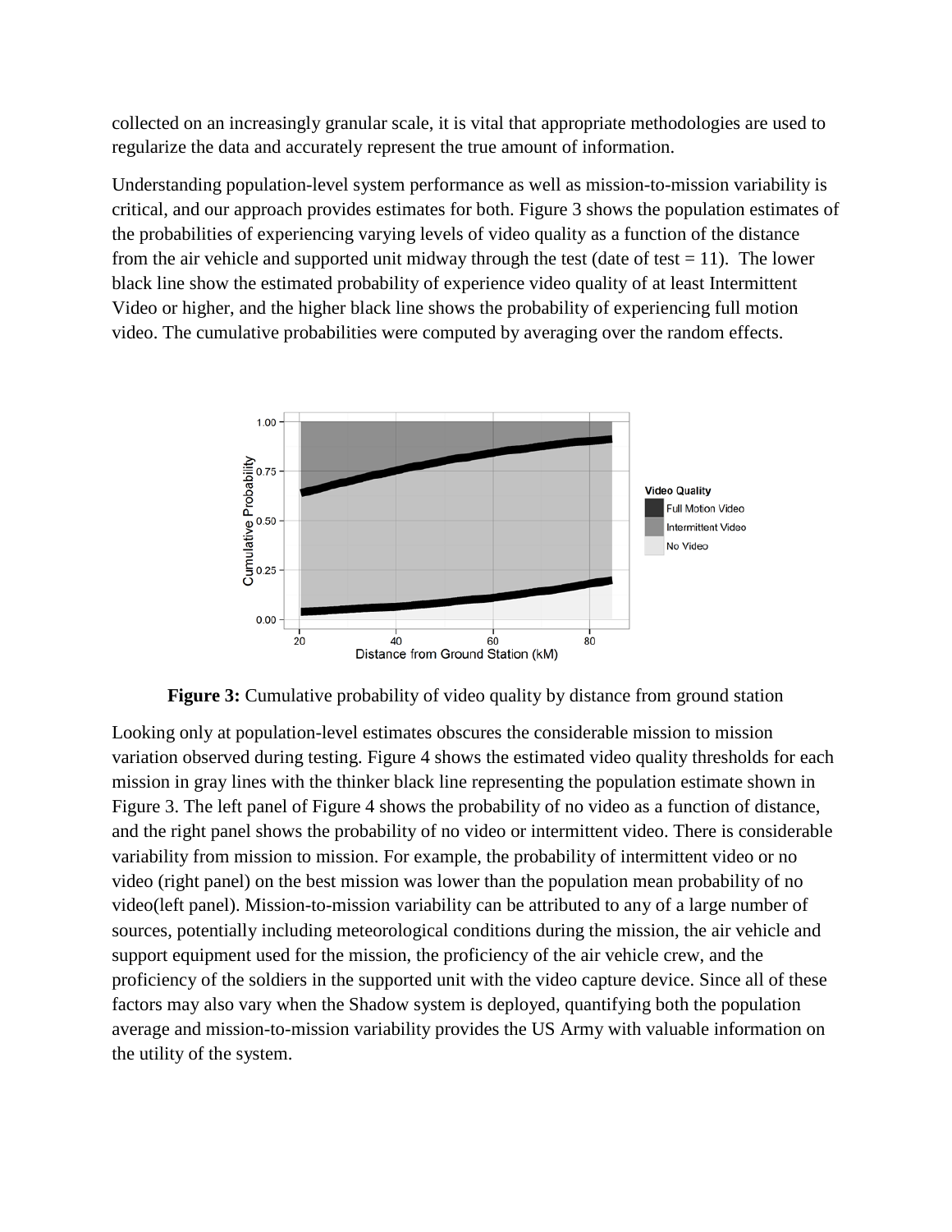collected on an increasingly granular scale, it is vital that appropriate methodologies are used to regularize the data and accurately represent the true amount of information.

Understanding population-level system performance as well as mission-to-mission variability is critical, and our approach provides estimates for both. Figure 3 shows the population estimates of the probabilities of experiencing varying levels of video quality as a function of the distance from the air vehicle and supported unit midway through the test (date of test = 11). The lower black line show the estimated probability of experience video quality of at least Intermittent Video or higher, and the higher black line shows the probability of experiencing full motion video. The cumulative probabilities were computed by averaging over the random effects.

**Figure 3:** Cumulative probability of video quality by distance from ground station

Looking only at population-level estimates obscures the considerable mission to mission variation observed during testing. Figure 4 shows the estimated video quality thresholds for each mission in gray lines with the thinker black line representing the population estimate shown in Figure 3. The left panel of Figure 4 shows the probability of no video as a function of distance, and the right panel shows the probability of no video or intermittent video. There is considerable variability from mission to mission. For example, the probability of intermittent video or no video (right panel) on the best mission was lower than the population mean probability of no video(left panel). Mission-to-mission variability can be attributed to any of a large number of sources, potentially including meteorological conditions during the mission, the air vehicle and support equipment used for the mission, the proficiency of the air vehicle crew, and the proficiency of the soldiers in the supported unit with the video capture device. Since all of these factors may also vary when the Shadow system is deployed, quantifying both the population average and mission-to-mission variability provides the US Army with valuable information on the utility of the system.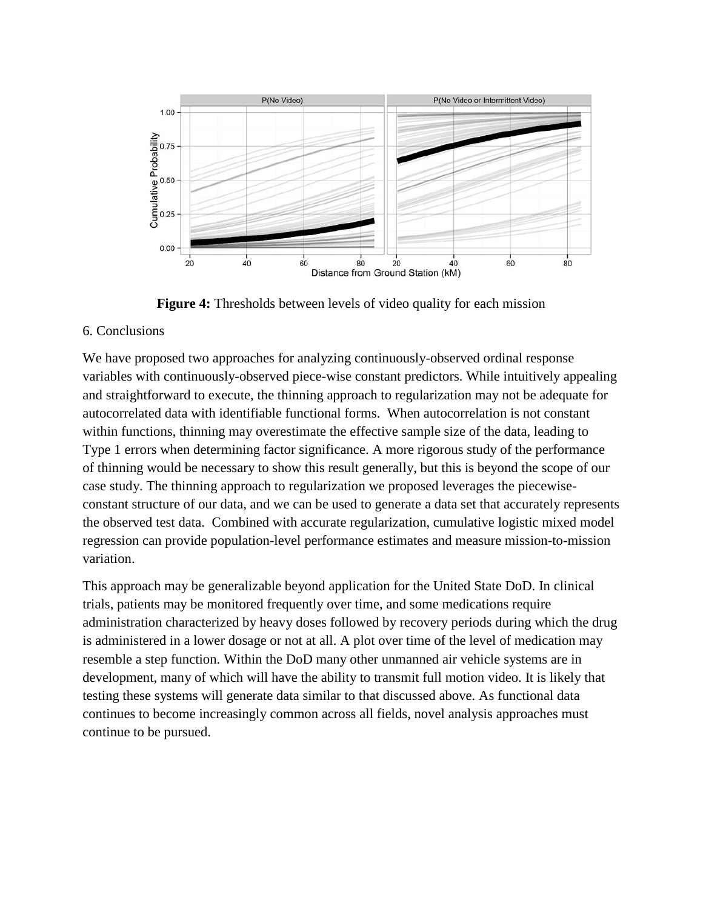**Figure 4:** Thresholds between levels of video quality for each mission

## 6. Conclusions

We have proposed two approaches for analyzing continuously-observed ordinal response variables with continuously-observed piece-wise constant predictors. While intuitively appealing and straightforward to execute, the thinning approach to regularization may not be adequate for autocorrelated data with identifiable functional forms. When autocorrelation is not constant within functions, thinning may overestimate the effective sample size of the data, leading to Type 1 errors when determining factor significance. A more rigorous study of the performance of thinning would be necessary to show this result generally, but this is beyond the scope of our case study. The thinning approach to regularization we proposed leverages the piecewise-constant structure of our data, and we can be used to generate a data set that accurately represents the observed test data. Combined with accurate regularization, cumulative logistic mixed model regression can provide population-level performance estimates and measure mission-to-mission variation.

This approach may be generalizable beyond application for the United State DoD. In clinical trials, patients may be monitored frequently over time, and some medications require administration characterized by heavy doses followed by recovery periods during which the drug is administered in a lower dosage or not at all. A plot over time of the level of medication may resemble a step function. Within the DoD many other unmanned air vehicle systems are in development, many of which will have the ability to transmit full motion video. It is likely that testing these systems will generate data similar to that discussed above. As functional data continues to become increasingly common across all fields, novel analysis approaches must continue to be pursued.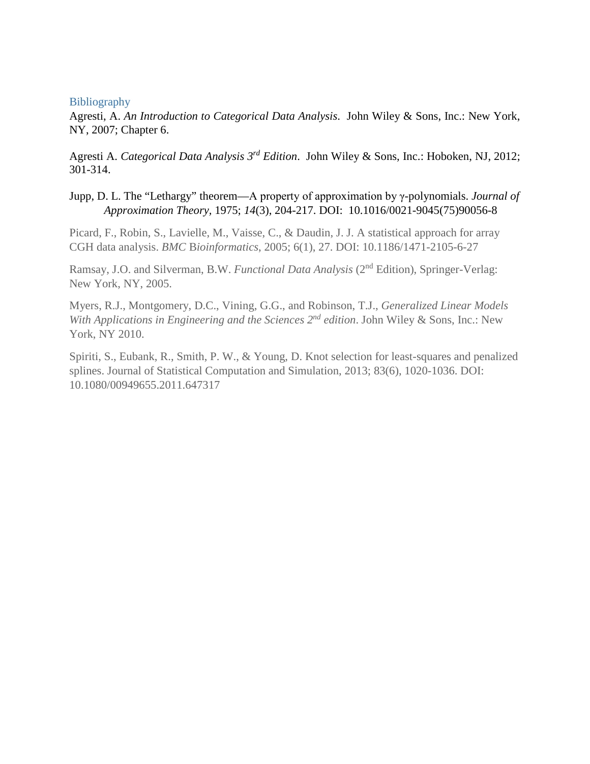## Bibliography

Agresti, A. *An Introduction to Categorical Data Analysis*. John Wiley & Sons, Inc.: New York, NY, 2007; Chapter 6.

Agresti A. *Categorical Data Analysis 3rd Edition*. John Wiley & Sons, Inc.: Hoboken, NJ, 2012; 301-314.

Jupp, D. L. The "Lethargy" theorem—A property of approximation by γ-polynomials. *Journal of Approximation Theory*, 1975; *14*(3), 204-217. DOI: 10.1016/0021-9045(75)90056-8

Picard, F., Robin, S., Lavielle, M., Vaisse, C., & Daudin, J. J. A statistical approach for array CGH data analysis. *BMC Bioinformatics*, 2005; 6(1), 27. DOI: 10.1186/1471-2105-6-27

Ramsay, J.O. and Silverman, B.W. *Functional Data Analysis* (2nd Edition), Springer-Verlag: New York, NY, 2005.

Myers, R.J., Montgomery, D.C., Vining, G.G., and Robinson, T.J., *Generalized Linear Models With Applications in Engineering and the Sciences 2nd edition*. John Wiley & Sons, Inc.: New York, NY 2010.

Spiriti, S., Eubank, R., Smith, P. W., & Young, D. Knot selection for least-squares and penalized splines. Journal of Statistical Computation and Simulation, 2013; 83(6), 1020-1036. DOI: 10.1080/00949655.2011.647317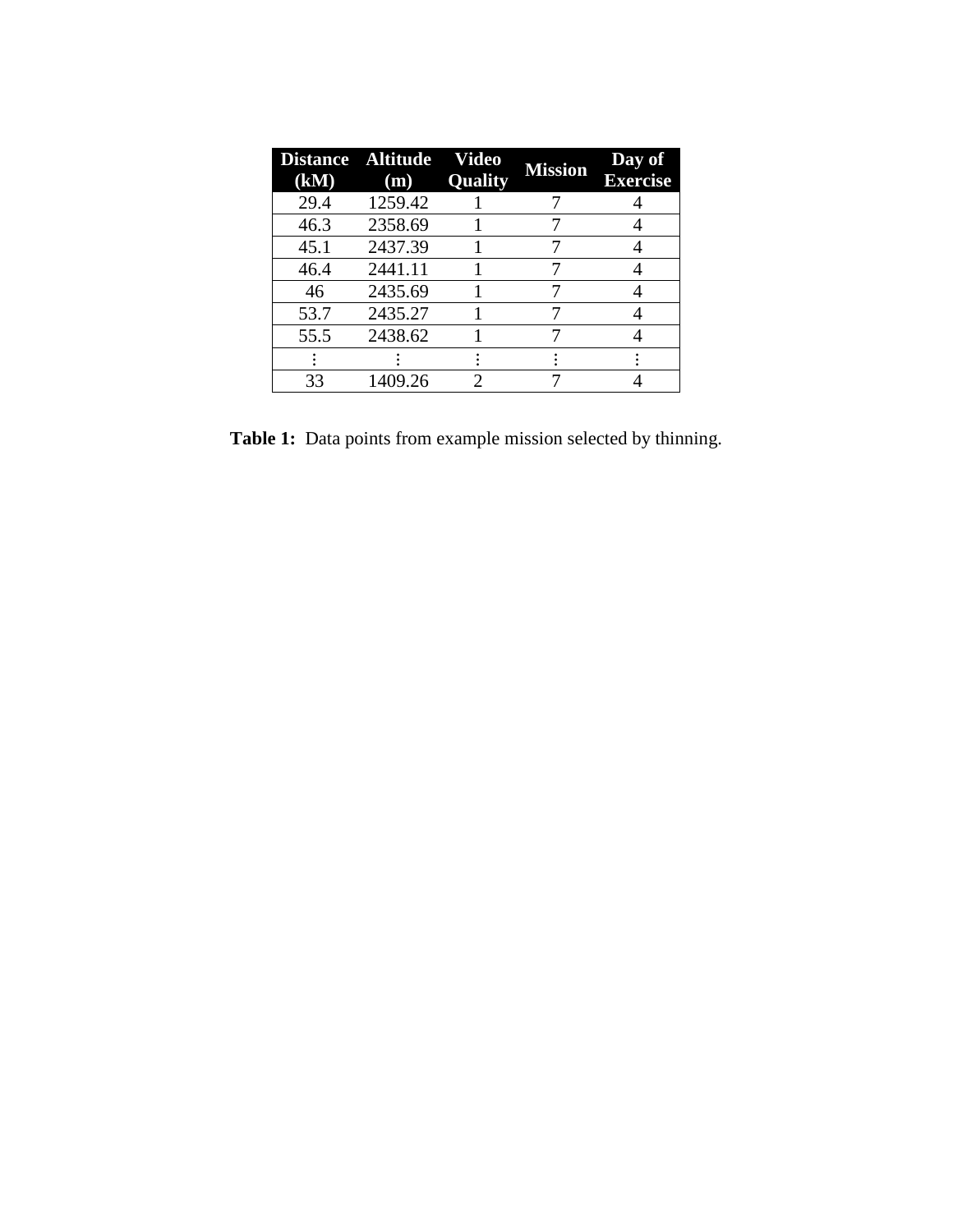| Distance (kM) | Altitude (m) | Video Quality | Mission | Day of Exercise |
|---|---|---|---|---|
| 29.4 | 1259.42 | 1 | 7 | 4 |
| 46.3 | 2358.69 | 1 | 7 | 4 |
| 45.1 | 2437.39 | 1 | 7 | 4 |
| 46.4 | 2441.11 | 1 | 7 | 4 |
| 46 | 2435.69 | 1 | 7 | 4 |
| 53.7 | 2435.27 | 1 | 7 | 4 |
| 55.5 | 2438.62 | 1 | 7 | 4 |
| ⋮ | ⋮ | ⋮ | ⋮ | ⋮ |
| 33 | 1409.26 | 2 | 7 | 4 |

**Table 1:** Data points from example mission selected by thinning.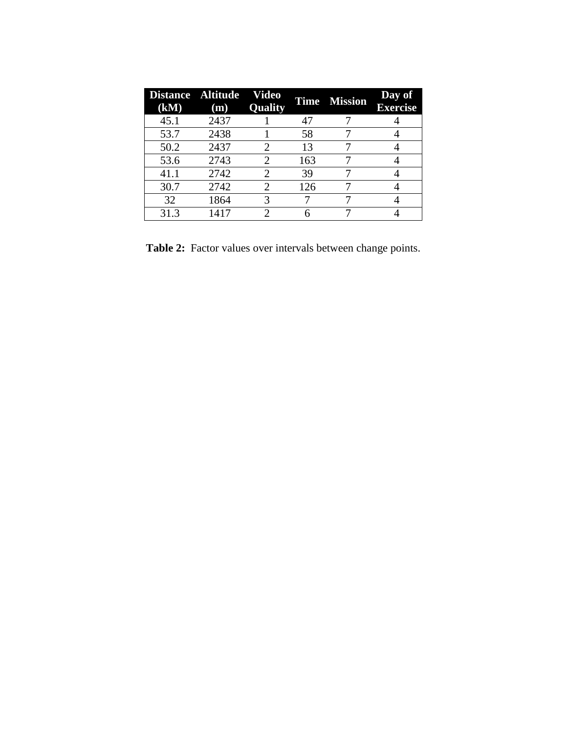| Distance (kM) | Altitude (m) | Video Quality | Time | Mission | Day of Exercise |
|---|---|---|---|---|---|
| 45.1 | 2437 | 1 | 47 | 7 | 4 |
| 53.7 | 2438 | 1 | 58 | 7 | 4 |
| 50.2 | 2437 | 2 | 13 | 7 | 4 |
| 53.6 | 2743 | 2 | 163 | 7 | 4 |
| 41.1 | 2742 | 2 | 39 | 7 | 4 |
| 30.7 | 2742 | 2 | 126 | 7 | 4 |
| 32 | 1864 | 3 | 7 | 7 | 4 |
| 31.3 | 1417 | 2 | 6 | 7 | 4 |

**Table 2:** Factor values over intervals between change points.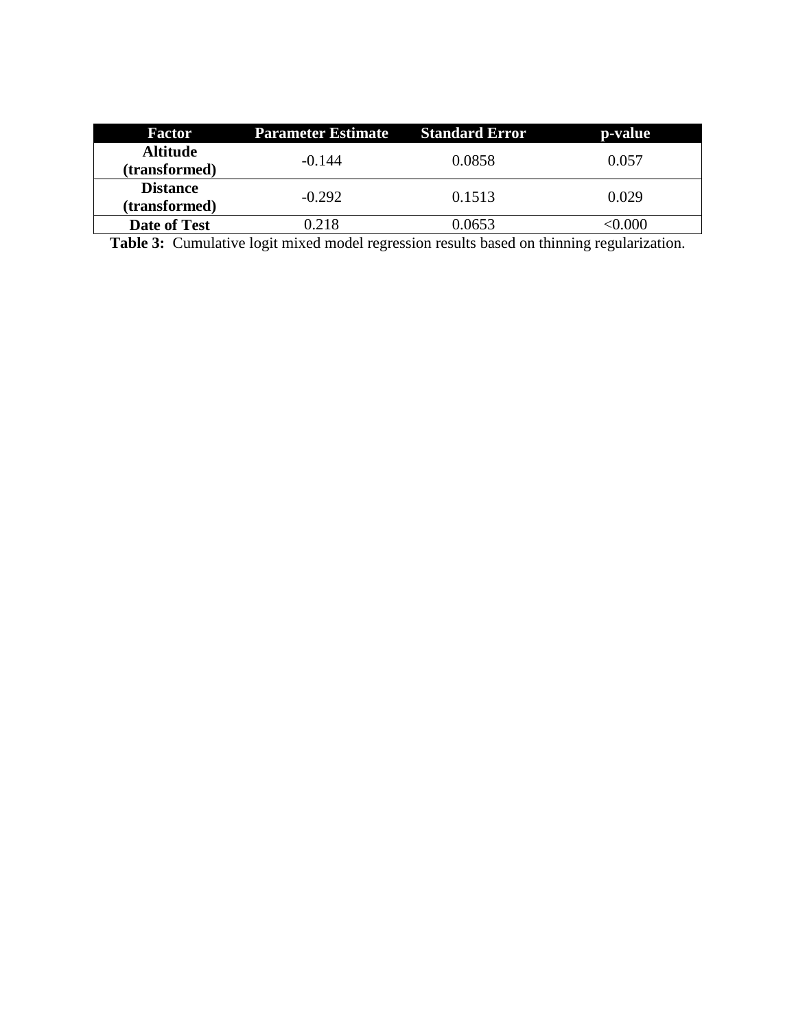| Factor | Parameter Estimate | Standard Error | p-value |
| --- | --- | --- | --- |
| **Altitude (transformed)** | -0.144 | 0.0858 | 0.057 |
| **Distance (transformed)** | -0.292 | 0.1513 | 0.029 |
| **Date of Test** | 0.218 | 0.0653 | <0.000 |

**Table 3:** Cumulative logit mixed model regression results based on thinning regularization.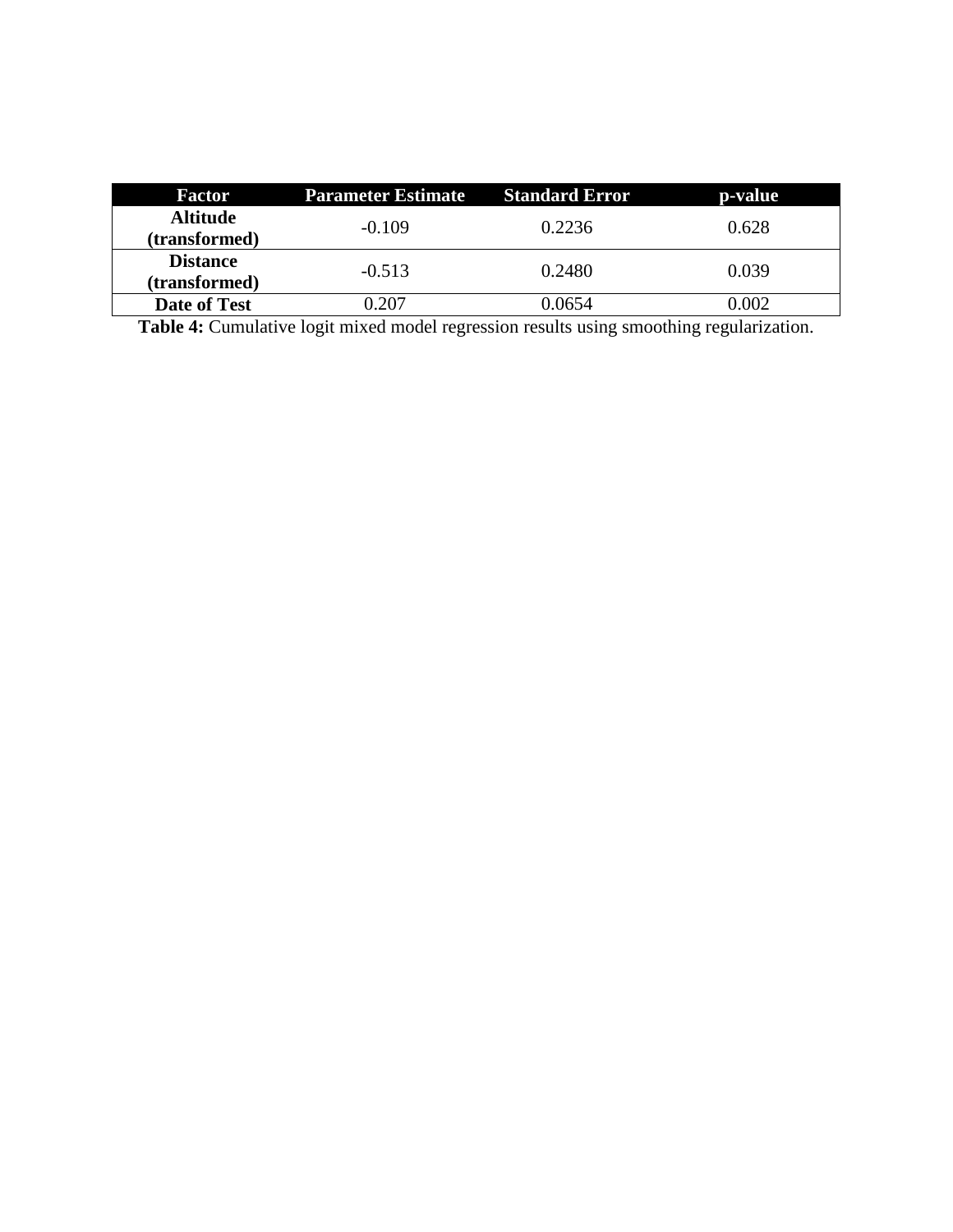| Factor | Parameter Estimate | Standard Error | p-value |
| --- | --- | --- | --- |
| **Altitude (transformed)** | -0.109 | 0.2236 | 0.628 |
| **Distance (transformed)** | -0.513 | 0.2480 | 0.039 |
| **Date of Test** | 0.207 | 0.0654 | 0.002 |

**Table 4:** Cumulative logit mixed model regression results using smoothing regularization.